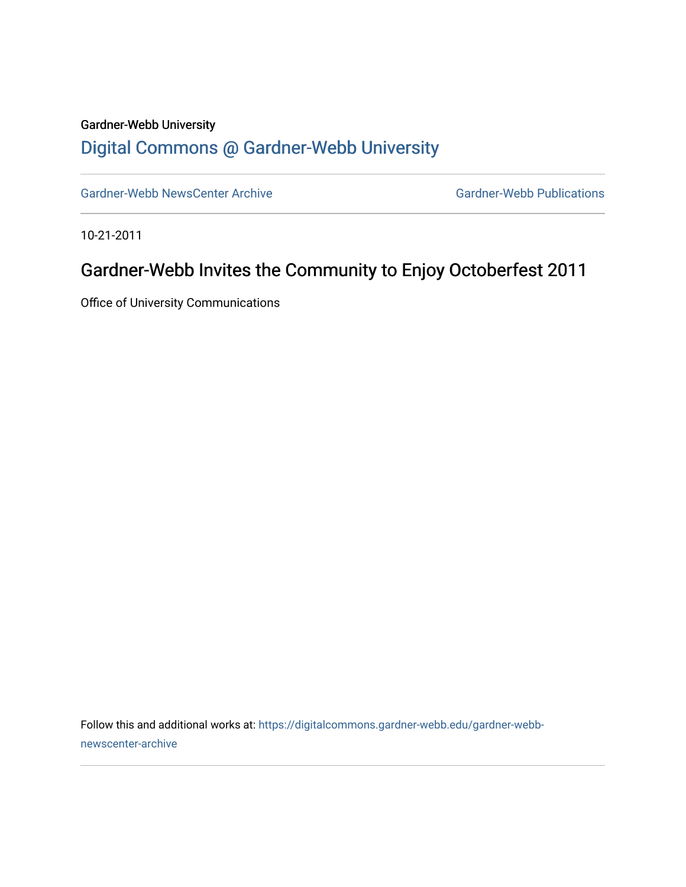Gardner-Webb University

Digital Commons @ Gardner-Webb University

Gardner-Webb NewsCenter Archive

Gardner-Webb Publications

10-21-2011

# Gardner-Webb Invites the Community to Enjoy Octoberfest 2011

Office of University Communications

Follow this and additional works at: https://digitalcommons.gardner-webb.edu/gardner-webb-newscenter-archive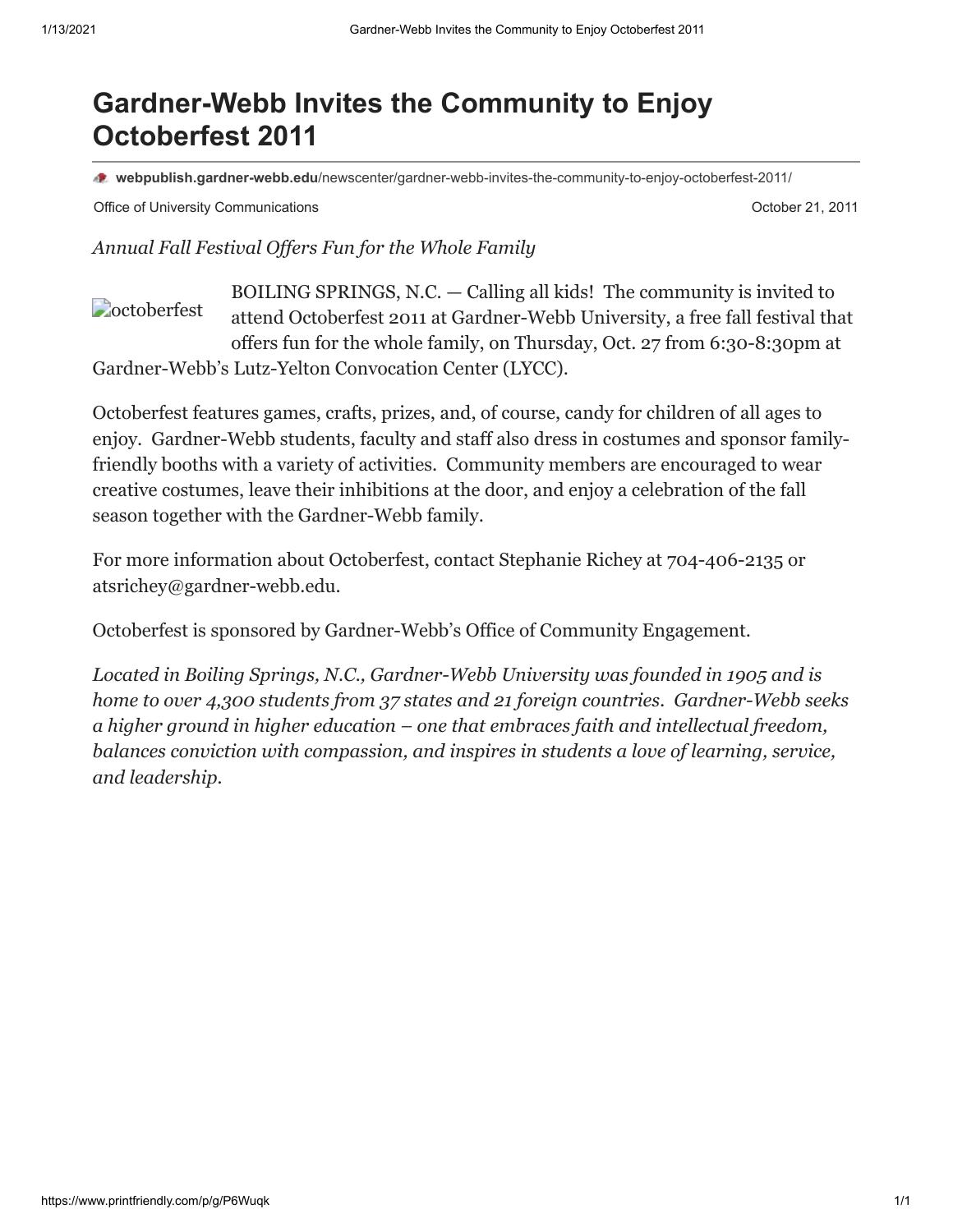# Gardner-Webb Invites the Community to Enjoy Octoberfest 2011

**webpublish.gardner-webb.edu**/newscenter/gardner-webb-invites-the-community-to-enjoy-octoberfest-2011/

Office of University Communications October 21, 2011

*Annual Fall Festival Offers Fun for the Whole Family*

octoberfest

BOILING SPRINGS, N.C. — Calling all kids! The community is invited to attend Octoberfest 2011 at Gardner-Webb University, a free fall festival that offers fun for the whole family, on Thursday, Oct. 27 from 6:30-8:30pm at Gardner-Webb's Lutz-Yelton Convocation Center (LYCC).

Octoberfest features games, crafts, prizes, and, of course, candy for children of all ages to enjoy. Gardner-Webb students, faculty and staff also dress in costumes and sponsor family-friendly booths with a variety of activities. Community members are encouraged to wear creative costumes, leave their inhibitions at the door, and enjoy a celebration of the fall season together with the Gardner-Webb family.

For more information about Octoberfest, contact Stephanie Richey at 704-406-2135 or atsrichey@gardner-webb.edu.

Octoberfest is sponsored by Gardner-Webb's Office of Community Engagement.

*Located in Boiling Springs, N.C., Gardner-Webb University was founded in 1905 and is home to over 4,300 students from 37 states and 21 foreign countries. Gardner-Webb seeks a higher ground in higher education – one that embraces faith and intellectual freedom, balances conviction with compassion, and inspires in students a love of learning, service, and leadership.*